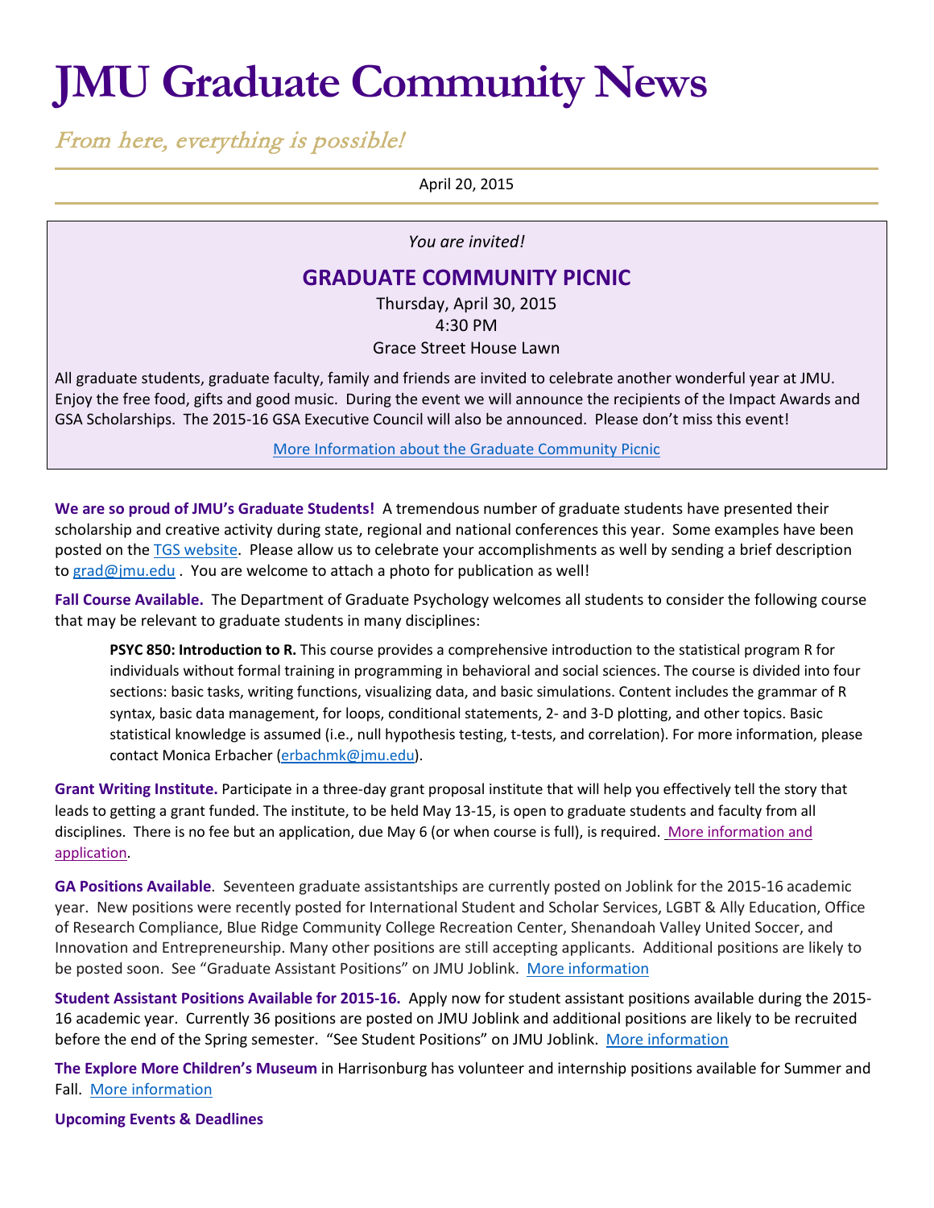# JMU Graduate Community News

*From here, everything is possible!*

April 20, 2015

*You are invited!*

## GRADUATE COMMUNITY PICNIC

Thursday, April 30, 2015
4:30 PM
Grace Street House Lawn

All graduate students, graduate faculty, family and friends are invited to celebrate another wonderful year at JMU. Enjoy the free food, gifts and good music. During the event we will announce the recipients of the Impact Awards and GSA Scholarships. The 2015-16 GSA Executive Council will also be announced. Please don't miss this event!

More Information about the Graduate Community Picnic

**We are so proud of JMU's Graduate Students!** A tremendous number of graduate students have presented their scholarship and creative activity during state, regional and national conferences this year. Some examples have been posted on the TGS website. Please allow us to celebrate your accomplishments as well by sending a brief description to grad@jmu.edu . You are welcome to attach a photo for publication as well!

**Fall Course Available.** The Department of Graduate Psychology welcomes all students to consider the following course that may be relevant to graduate students in many disciplines:

> **PSYC 850: Introduction to R.** This course provides a comprehensive introduction to the statistical program R for individuals without formal training in programming in behavioral and social sciences. The course is divided into four sections: basic tasks, writing functions, visualizing data, and basic simulations. Content includes the grammar of R syntax, basic data management, for loops, conditional statements, 2- and 3-D plotting, and other topics. Basic statistical knowledge is assumed (i.e., null hypothesis testing, t-tests, and correlation). For more information, please contact Monica Erbacher (erbachmk@jmu.edu).

**Grant Writing Institute.** Participate in a three-day grant proposal institute that will help you effectively tell the story that leads to getting a grant funded. The institute, to be held May 13-15, is open to graduate students and faculty from all disciplines. There is no fee but an application, due May 6 (or when course is full), is required. More information and application.

**GA Positions Available**. Seventeen graduate assistantships are currently posted on Joblink for the 2015-16 academic year. New positions were recently posted for International Student and Scholar Services, LGBT & Ally Education, Office of Research Compliance, Blue Ridge Community College Recreation Center, Shenandoah Valley United Soccer, and Innovation and Entrepreneurship. Many other positions are still accepting applicants. Additional positions are likely to be posted soon. See "Graduate Assistant Positions" on JMU Joblink. More information

**Student Assistant Positions Available for 2015-16.** Apply now for student assistant positions available during the 2015-16 academic year. Currently 36 positions are posted on JMU Joblink and additional positions are likely to be recruited before the end of the Spring semester. "See Student Positions" on JMU Joblink. More information

**The Explore More Children's Museum** in Harrisonburg has volunteer and internship positions available for Summer and Fall. More information

**Upcoming Events & Deadlines**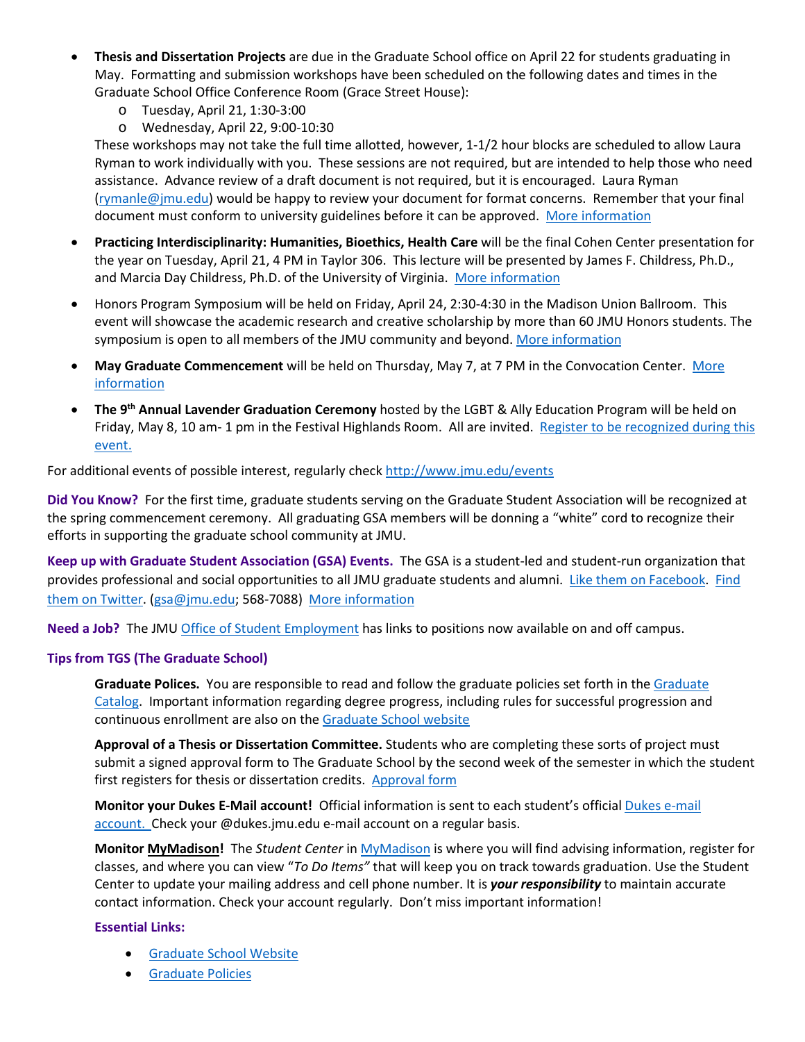- **Thesis and Dissertation Projects** are due in the Graduate School office on April 22 for students graduating in May. Formatting and submission workshops have been scheduled on the following dates and times in the Graduate School Office Conference Room (Grace Street House):
    - Tuesday, April 21, 1:30-3:00
    - Wednesday, April 22, 9:00-10:30

  These workshops may not take the full time allotted, however, 1-1/2 hour blocks are scheduled to allow Laura Ryman to work individually with you. These sessions are not required, but are intended to help those who need assistance. Advance review of a draft document is not required, but it is encouraged. Laura Ryman (rymanle@jmu.edu) would be happy to review your document for format concerns. Remember that your final document must conform to university guidelines before it can be approved. More information

- **Practicing Interdisciplinarity: Humanities, Bioethics, Health Care** will be the final Cohen Center presentation for the year on Tuesday, April 21, 4 PM in Taylor 306. This lecture will be presented by James F. Childress, Ph.D., and Marcia Day Childress, Ph.D. of the University of Virginia. More information

- Honors Program Symposium will be held on Friday, April 24, 2:30-4:30 in the Madison Union Ballroom. This event will showcase the academic research and creative scholarship by more than 60 JMU Honors students. The symposium is open to all members of the JMU community and beyond. More information

- **May Graduate Commencement** will be held on Thursday, May 7, at 7 PM in the Convocation Center. More information

- **The 9th Annual Lavender Graduation Ceremony** hosted by the LGBT & Ally Education Program will be held on Friday, May 8, 10 am- 1 pm in the Festival Highlands Room. All are invited. Register to be recognized during this event.

For additional events of possible interest, regularly check http://www.jmu.edu/events

**Did You Know?** For the first time, graduate students serving on the Graduate Student Association will be recognized at the spring commencement ceremony. All graduating GSA members will be donning a "white" cord to recognize their efforts in supporting the graduate school community at JMU.

**Keep up with Graduate Student Association (GSA) Events.** The GSA is a student-led and student-run organization that provides professional and social opportunities to all JMU graduate students and alumni. Like them on Facebook. Find them on Twitter. (gsa@jmu.edu; 568-7088) More information

**Need a Job?** The JMU Office of Student Employment has links to positions now available on and off campus.

### Tips from TGS (The Graduate School)

**Graduate Polices.** You are responsible to read and follow the graduate policies set forth in the Graduate Catalog. Important information regarding degree progress, including rules for successful progression and continuous enrollment are also on the Graduate School website

**Approval of a Thesis or Dissertation Committee.** Students who are completing these sorts of project must submit a signed approval form to The Graduate School by the second week of the semester in which the student first registers for thesis or dissertation credits. Approval form

**Monitor your Dukes E-Mail account!** Official information is sent to each student's official Dukes e-mail account. Check your @dukes.jmu.edu e-mail account on a regular basis.

**Monitor MyMadison!** The *Student Center* in MyMadison is where you will find advising information, register for classes, and where you can view "*To Do Items"* that will keep you on track towards graduation. Use the Student Center to update your mailing address and cell phone number. It is ***your responsibility*** to maintain accurate contact information. Check your account regularly. Don't miss important information!

**Essential Links:**

- Graduate School Website
- Graduate Policies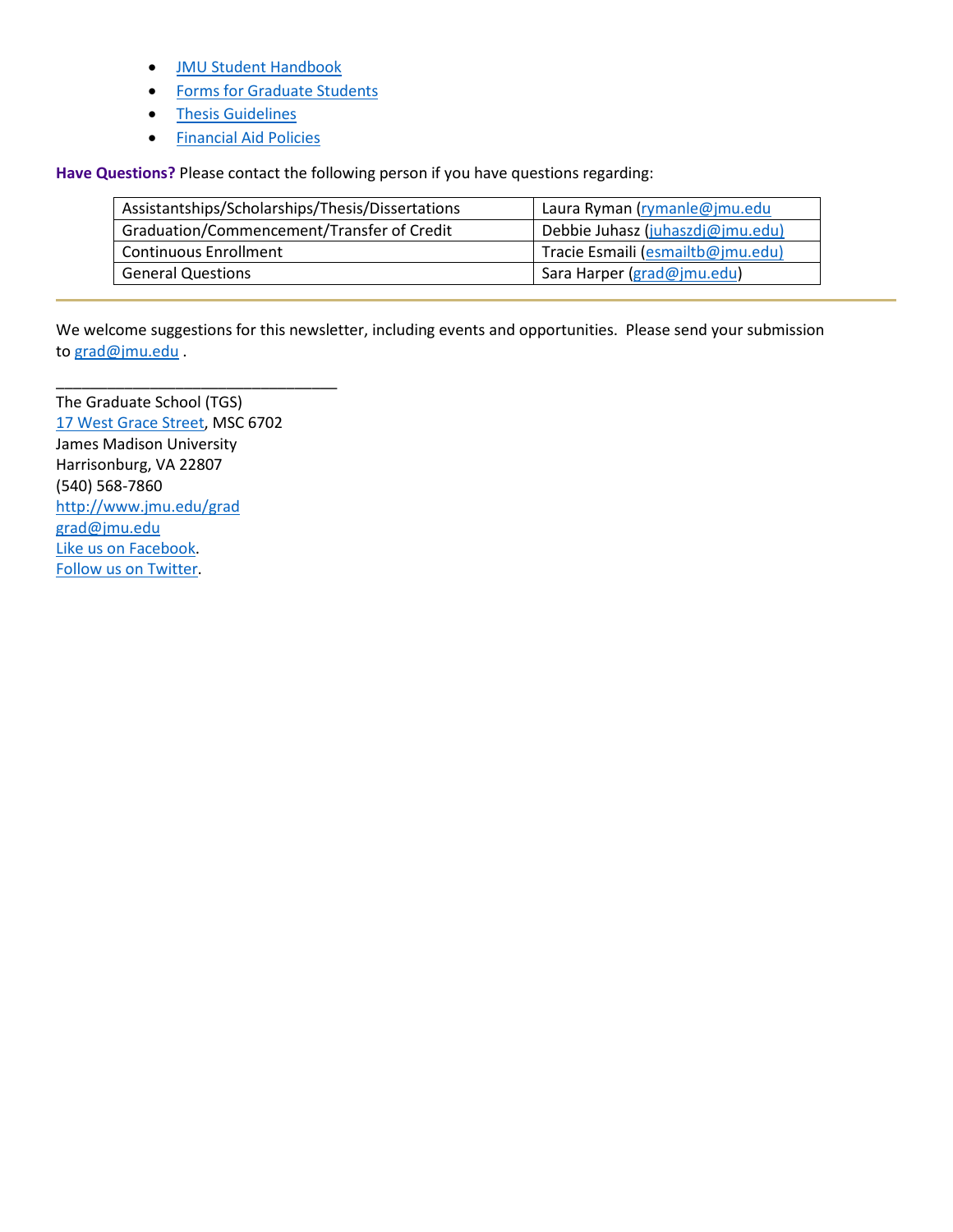- JMU Student Handbook
- Forms for Graduate Students
- Thesis Guidelines
- Financial Aid Policies

**Have Questions?** Please contact the following person if you have questions regarding:

| | |
|---|---|
| Assistantships/Scholarships/Thesis/Dissertations | Laura Ryman (rymanle@jmu.edu |
| Graduation/Commencement/Transfer of Credit | Debbie Juhasz (juhaszdj@jmu.edu) |
| Continuous Enrollment | Tracie Esmaili (esmailtb@jmu.edu) |
| General Questions | Sara Harper (grad@jmu.edu) |

---

We welcome suggestions for this newsletter, including events and opportunities. Please send your submission to grad@jmu.edu .

________________________________

The Graduate School (TGS)
17 West Grace Street, MSC 6702
James Madison University
Harrisonburg, VA 22807
(540) 568-7860
http://www.jmu.edu/grad
grad@jmu.edu
Like us on Facebook.
Follow us on Twitter.